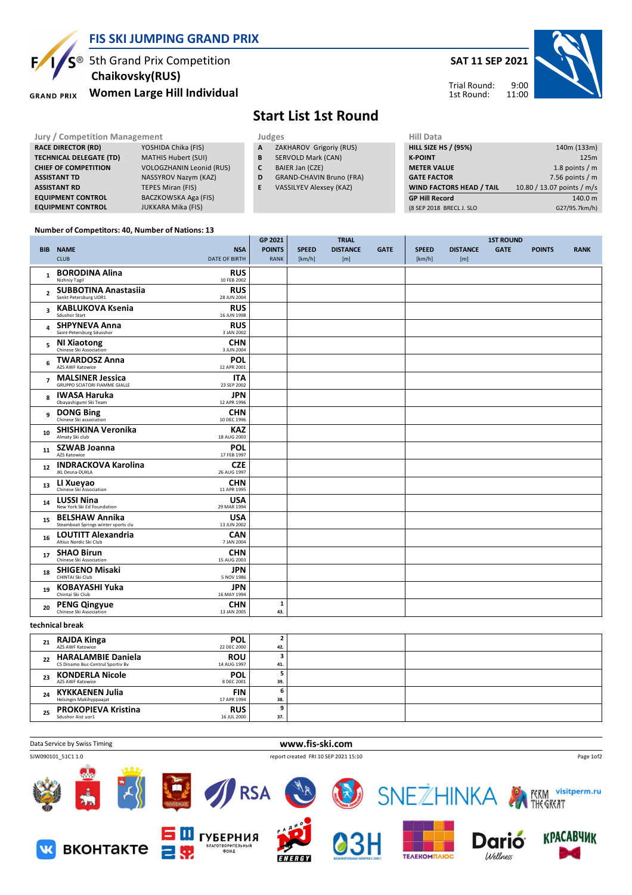# FIS SKI JUMPING GRAND PRIX

5th Grand Prix Competition
Chaikovsky(RUS)
Women Large Hill Individual

**SAT 11 SEP 2021**

Trial Round: 9:00
1st Round: 11:00

## Start List 1st Round

| Jury / Competition Management | |
|---|---|
| RACE DIRECTOR (RD) | YOSHIDA Chika (FIS) |
| TECHNICAL DELEGATE (TD) | MATHIS Hubert (SUI) |
| CHIEF OF COMPETITION | VOLOGZHANIN Leonid (RUS) |
| ASSISTANT TD | NASSYROV Nazym (KAZ) |
| ASSISTANT RD | TEPES Miran (FIS) |
| EQUIPMENT CONTROL | BACZKOWSKA Aga (FIS) |
| EQUIPMENT CONTROL | JUKKARA Mika (FIS) |

| Judges | |
|---|---|
| A | ZAKHAROV Grigoriy (RUS) |
| B | SERVOLD Mark (CAN) |
| C | BAIER Jan (CZE) |
| D | GRAND-CHAVIN Bruno (FRA) |
| E | VASSILYEV Alexsey (KAZ) |

| Hill Data | |
|---|---|
| HILL SIZE HS / (95%) | 140m (133m) |
| K-POINT | 125m |
| METER VALUE | 1.8 points / m |
| GATE FACTOR | 7.56 points / m |
| WIND FACTORS HEAD / TAIL | 10.80 / 13.07 points / m/s |
| GP Hill Record | 140.0 m |
| (8 SEP 2018 BRECL J. SLO | G27/95.7km/h) |

Number of Competitors: 40, Number of Nations: 13

| BIB | NAME / CLUB | NSA / DATE OF BIRTH | GP 2021 POINTS / RANK | TRIAL SPEED [km/h] | TRIAL DISTANCE [m] | TRIAL GATE | 1ST ROUND SPEED [km/h] | 1ST ROUND DISTANCE [m] | 1ST ROUND GATE | POINTS | RANK |
|---|---|---|---|---|---|---|---|---|---|---|---|
| 1 | **BORODINA Alina** Nizhniy Tagil | **RUS** 10 FEB 2002 | | | | | | | | | |
| 2 | **SUBBOTINA Anastasiia** Sankt Petersburg UOR1 | **RUS** 28 JUN 2004 | | | | | | | | | |
| 3 | **KABLUKOVA Ksenia** Sdushor Start | **RUS** 16 JUN 1998 | | | | | | | | | |
| 4 | **SHPYNEVA Anna** Saint-Petersburg Sdusshor | **RUS** 3 JAN 2002 | | | | | | | | | |
| 5 | **NI Xiaotong** Chinese Ski Association | **CHN** 3 JUN 2004 | | | | | | | | | |
| 6 | **TWARDOSZ Anna** AZS AWF Katowice | **POL** 12 APR 2001 | | | | | | | | | |
| 7 | **MALSINER Jessica** GRUPPO SCIATORI FIAMME GIALLE | **ITA** 23 SEP 2002 | | | | | | | | | |
| 8 | **IWASA Haruka** Obayashigumi Ski Team | **JPN** 12 APR 1996 | | | | | | | | | |
| 9 | **DONG Bing** Chinese Ski association | **CHN** 10 DEC 1996 | | | | | | | | | |
| 10 | **SHISHKINA Veronika** Almaty Ski club | **KAZ** 18 AUG 2003 | | | | | | | | | |
| 11 | **SZWAB Joanna** AZS Katowice | **POL** 17 FEB 1997 | | | | | | | | | |
| 12 | **INDRACKOVA Karolina** JKL Desna-DUKLA | **CZE** 26 AUG 1997 | | | | | | | | | |
| 13 | **LI Xueyao** Chinese Ski Association | **CHN** 11 APR 1995 | | | | | | | | | |
| 14 | **LUSSI Nina** New York Ski Ed Foundation | **USA** 29 MAR 1994 | | | | | | | | | |
| 15 | **BELSHAW Annika** Steamboat Springs winter sports clu | **USA** 13 JUN 2002 | | | | | | | | | |
| 16 | **LOUTITT Alexandria** Altius Nordic Ski Club | **CAN** 7 JAN 2004 | | | | | | | | | |
| 17 | **SHAO Birun** Chinese Ski Association | **CHN** 15 AUG 2003 | | | | | | | | | |
| 18 | **SHIGENO Misaki** CHINTAI Ski Club | **JPN** 5 NOV 1986 | | | | | | | | | |
| 19 | **KOBAYASHI Yuka** Chintai Ski Club | **JPN** 16 MAY 1994 | | | | | | | | | |
| 20 | **PENG Qingyue** Chinese Ski Association | **CHN** 13 JAN 2005 | 1 / 43. | | | | | | | | |
| | technical break | | | | | | | | | | |
| 21 | **RAJDA Kinga** AZS AWF Katowice | **POL** 22 DEC 2000 | 2 / 42. | | | | | | | | |
| 22 | **HARALAMBIE Daniela** CS Dinamo Buc-Centrul Sportiv Bv | **ROU** 14 AUG 1997 | 3 / 41. | | | | | | | | |
| 23 | **KONDERLA Nicole** AZS AWF Katowice | **POL** 8 DEC 2001 | 5 / 39. | | | | | | | | |
| 24 | **KYKKAENEN Julia** Helsingin Makihyppaajat | **FIN** 17 APR 1994 | 6 / 38. | | | | | | | | |
| 25 | **PROKOPIEVA Kristina** Sdushor Aist uor1 | **RUS** 16 JUL 2000 | 9 / 37. | | | | | | | | |

Data Service by Swiss Timing — www.fis-ski.com

SJW090101_51C1 1.0 — report created FRI 10 SEP 2021 15:10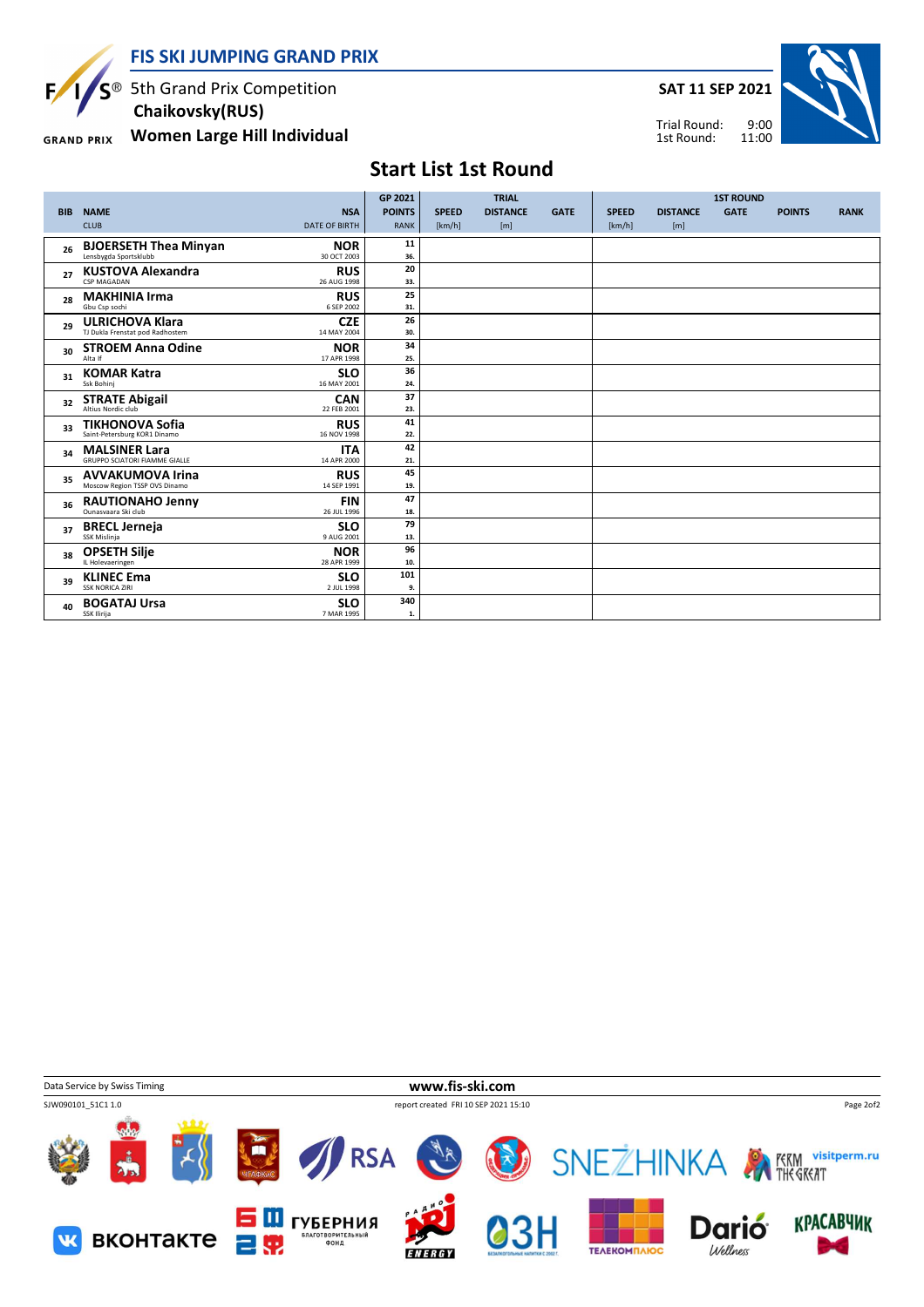# FIS SKI JUMPING GRAND PRIX

5th Grand Prix Competition
**Chaikovsky(RUS)**
**Women Large Hill Individual**

**SAT 11 SEP 2021**

Trial Round: 9:00
1st Round: 11:00

## Start List 1st Round

| BIB | NAME / CLUB | NSA / DATE OF BIRTH | GP 2021 POINTS / RANK | TRIAL SPEED [km/h] | TRIAL DISTANCE [m] | TRIAL GATE | 1ST ROUND SPEED [km/h] | 1ST ROUND DISTANCE [m] | 1ST ROUND GATE | 1ST ROUND POINTS | 1ST ROUND RANK |
|---|---|---|---|---|---|---|---|---|---|---|---|
| 26 | **BJOERSETH Thea Minyan** Lensbygda Sportsklubb | **NOR** 30 OCT 2003 | 11 36. | | | | | | | | |
| 27 | **KUSTOVA Alexandra** CSP MAGADAN | **RUS** 26 AUG 1998 | 20 33. | | | | | | | | |
| 28 | **MAKHINIA Irma** Gbu Csp sochi | **RUS** 6 SEP 2002 | 25 31. | | | | | | | | |
| 29 | **ULRICHOVA Klara** TJ Dukla Frenstat pod Radhostem | **CZE** 14 MAY 2004 | 26 30. | | | | | | | | |
| 30 | **STROEM Anna Odine** Alta If | **NOR** 17 APR 1998 | 34 25. | | | | | | | | |
| 31 | **KOMAR Katra** Ssk Bohinj | **SLO** 16 MAY 2001 | 36 24. | | | | | | | | |
| 32 | **STRATE Abigail** Altius Nordic club | **CAN** 22 FEB 2001 | 37 23. | | | | | | | | |
| 33 | **TIKHONOVA Sofia** Saint-Petersburg KOR1 Dinamo | **RUS** 16 NOV 1998 | 41 22. | | | | | | | | |
| 34 | **MALSINER Lara** GRUPPO SCIATORI FIAMME GIALLE | **ITA** 14 APR 2000 | 42 21. | | | | | | | | |
| 35 | **AVVAKUMOVA Irina** Moscow Region TSSP OVS Dinamo | **RUS** 14 SEP 1991 | 45 19. | | | | | | | | |
| 36 | **RAUTIONAHO Jenny** Ounasvaara Ski club | **FIN** 26 JUL 1996 | 47 18. | | | | | | | | |
| 37 | **BRECL Jerneja** SSK Mislinja | **SLO** 9 AUG 2001 | 79 13. | | | | | | | | |
| 38 | **OPSETH Silje** IL Holevaeringen | **NOR** 28 APR 1999 | 96 10. | | | | | | | | |
| 39 | **KLINEC Ema** SSK NORICA ZIRI | **SLO** 2 JUL 1998 | 101 9. | | | | | | | | |
| 40 | **BOGATAJ Ursa** SSK Ilirija | **SLO** 7 MAR 1995 | 340 1. | | | | | | | | |

Data Service by Swiss Timing — www.fis-ski.com

SJW090101_51C1 1.0 — report created FRI 10 SEP 2021 15:10